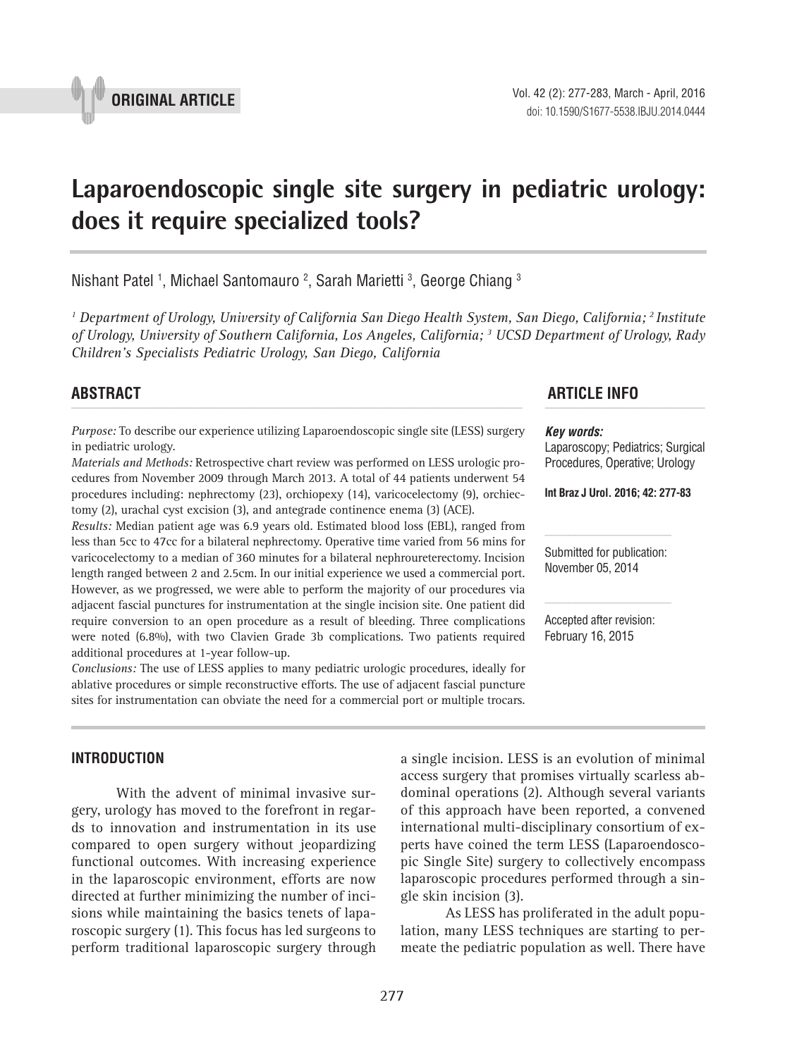ORIGINAL ARTICLE

# Laparoendoscopic single site surgery in pediatric urology: does it require specialized tools?

Nishant Patel [1], Michael Santomauro [2], Sarah Marietti [3], George Chiang [3]

*[1] Department of Urology, University of California San Diego Health System, San Diego, California; [2] Institute of Urology, University of Southern California, Los Angeles, California; [3] UCSD Department of Urology, Rady Children's Specialists Pediatric Urology, San Diego, California*

## ABSTRACT

*Purpose:* To describe our experience utilizing Laparoendoscopic single site (LESS) surgery in pediatric urology.

*Materials and Methods:* Retrospective chart review was performed on LESS urologic procedures from November 2009 through March 2013. A total of 44 patients underwent 54 procedures including: nephrectomy (23), orchiopexy (14), varicocelectomy (9), orchiectomy (2), urachal cyst excision (3), and antegrade continence enema (3) (ACE).

*Results:* Median patient age was 6.9 years old. Estimated blood loss (EBL), ranged from less than 5cc to 47cc for a bilateral nephrectomy. Operative time varied from 56 mins for varicocelectomy to a median of 360 minutes for a bilateral nephroureterectomy. Incision length ranged between 2 and 2.5cm. In our initial experience we used a commercial port. However, as we progressed, we were able to perform the majority of our procedures via adjacent fascial punctures for instrumentation at the single incision site. One patient did require conversion to an open procedure as a result of bleeding. Three complications were noted (6.8%), with two Clavien Grade 3b complications. Two patients required additional procedures at 1-year follow-up.

*Conclusions:* The use of LESS applies to many pediatric urologic procedures, ideally for ablative procedures or simple reconstructive efforts. The use of adjacent fascial puncture sites for instrumentation can obviate the need for a commercial port or multiple trocars.

## ARTICLE INFO

***Key words:***
Laparoscopy; Pediatrics; Surgical Procedures, Operative; Urology

**Int Braz J Urol. 2016; 42: 277-83**

Submitted for publication:
November 05, 2014

Accepted after revision:
February 16, 2015

## INTRODUCTION

With the advent of minimal invasive surgery, urology has moved to the forefront in regards to innovation and instrumentation in its use compared to open surgery without jeopardizing functional outcomes. With increasing experience in the laparoscopic environment, efforts are now directed at further minimizing the number of incisions while maintaining the basics tenets of laparoscopic surgery (1). This focus has led surgeons to perform traditional laparoscopic surgery through a single incision. LESS is an evolution of minimal access surgery that promises virtually scarless abdominal operations (2). Although several variants of this approach have been reported, a convened international multi-disciplinary consortium of experts have coined the term LESS (Laparoendoscopic Single Site) surgery to collectively encompass laparoscopic procedures performed through a single skin incision (3).

As LESS has proliferated in the adult population, many LESS techniques are starting to permeate the pediatric population as well. There have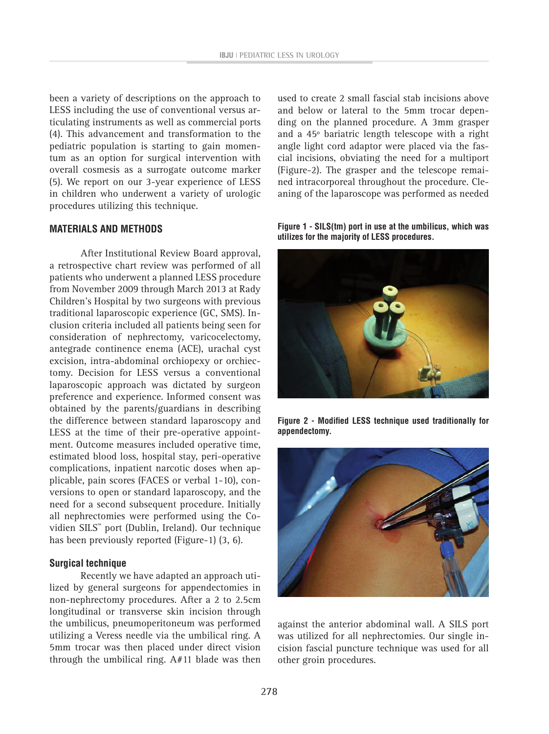been a variety of descriptions on the approach to LESS including the use of conventional versus articulating instruments as well as commercial ports (4). This advancement and transformation to the pediatric population is starting to gain momentum as an option for surgical intervention with overall cosmesis as a surrogate outcome marker (5). We report on our 3-year experience of LESS in children who underwent a variety of urologic procedures utilizing this technique.

## MATERIALS AND METHODS

After Institutional Review Board approval, a retrospective chart review was performed of all patients who underwent a planned LESS procedure from November 2009 through March 2013 at Rady Children's Hospital by two surgeons with previous traditional laparoscopic experience (GC, SMS). Inclusion criteria included all patients being seen for consideration of nephrectomy, varicocelectomy, antegrade continence enema (ACE), urachal cyst excision, intra-abdominal orchiopexy or orchiectomy. Decision for LESS versus a conventional laparoscopic approach was dictated by surgeon preference and experience. Informed consent was obtained by the parents/guardians in describing the difference between standard laparoscopy and LESS at the time of their pre-operative appointment. Outcome measures included operative time, estimated blood loss, hospital stay, peri-operative complications, inpatient narcotic doses when applicable, pain scores (FACES or verbal 1-10), conversions to open or standard laparoscopy, and the need for a second subsequent procedure. Initially all nephrectomies were performed using the Covidien SILS™ port (Dublin, Ireland). Our technique has been previously reported (Figure-1) (3, 6).

### Surgical technique

Recently we have adapted an approach utilized by general surgeons for appendectomies in non-nephrectomy procedures. After a 2 to 2.5cm longitudinal or transverse skin incision through the umbilicus, pneumoperitoneum was performed utilizing a Veress needle via the umbilical ring. A 5mm trocar was then placed under direct vision through the umbilical ring. A#11 blade was then used to create 2 small fascial stab incisions above and below or lateral to the 5mm trocar depending on the planned procedure. A 3mm grasper and a 45° bariatric length telescope with a right angle light cord adaptor were placed via the fascial incisions, obviating the need for a multiport (Figure-2). The grasper and the telescope remained intracorporeal throughout the procedure. Cleaning of the laparoscope was performed as needed against the anterior abdominal wall. A SILS port was utilized for all nephrectomies. Our single incision fascial puncture technique was used for all other groin procedures.

**Figure 1 - SILS(tm) port in use at the umbilicus, which was utilizes for the majority of LESS procedures.**

**Figure 2 - Modified LESS technique used traditionally for appendectomy.**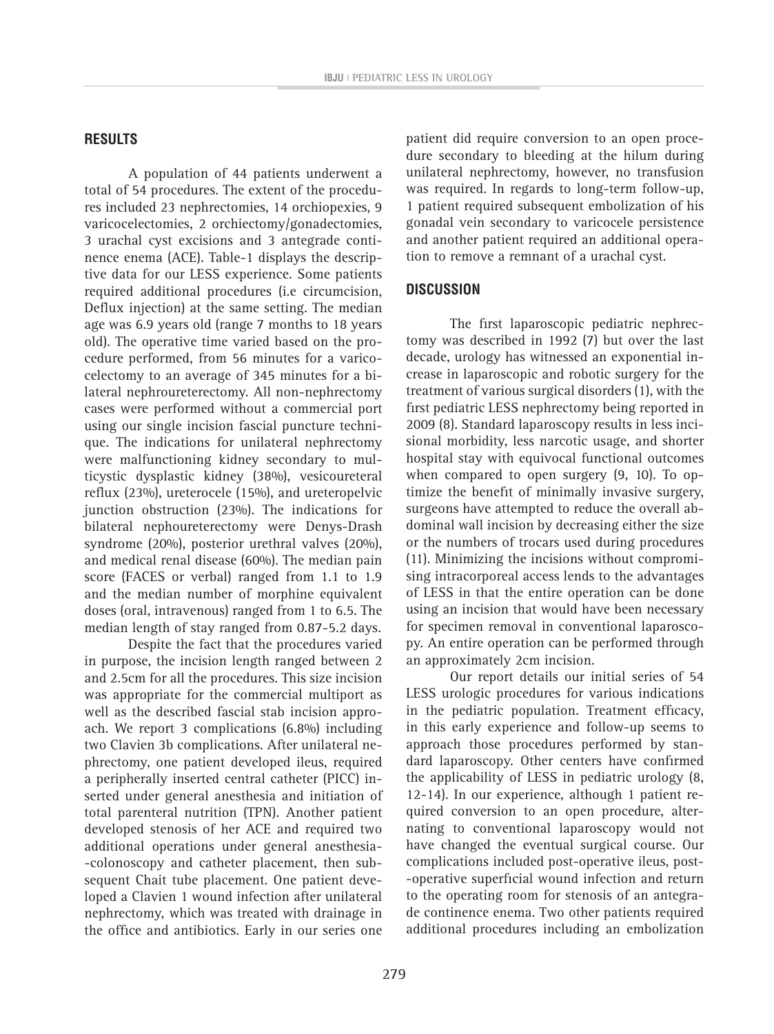## RESULTS

A population of 44 patients underwent a total of 54 procedures. The extent of the procedures included 23 nephrectomies, 14 orchiopexies, 9 varicocelectomies, 2 orchiectomy/gonadectomies, 3 urachal cyst excisions and 3 antegrade continence enema (ACE). Table-1 displays the descriptive data for our LESS experience. Some patients required additional procedures (i.e circumcision, Deflux injection) at the same setting. The median age was 6.9 years old (range 7 months to 18 years old). The operative time varied based on the procedure performed, from 56 minutes for a varicocelectomy to an average of 345 minutes for a bilateral nephroureterectomy. All non-nephrectomy cases were performed without a commercial port using our single incision fascial puncture technique. The indications for unilateral nephrectomy were malfunctioning kidney secondary to multicystic dysplastic kidney (38%), vesicoureteral reflux (23%), ureterocele (15%), and ureteropelvic junction obstruction (23%). The indications for bilateral nephoureterectomy were Denys-Drash syndrome (20%), posterior urethral valves (20%), and medical renal disease (60%). The median pain score (FACES or verbal) ranged from 1.1 to 1.9 and the median number of morphine equivalent doses (oral, intravenous) ranged from 1 to 6.5. The median length of stay ranged from 0.87-5.2 days.

Despite the fact that the procedures varied in purpose, the incision length ranged between 2 and 2.5cm for all the procedures. This size incision was appropriate for the commercial multiport as well as the described fascial stab incision approach. We report 3 complications (6.8%) including two Clavien 3b complications. After unilateral nephrectomy, one patient developed ileus, required a peripherally inserted central catheter (PICC) inserted under general anesthesia and initiation of total parenteral nutrition (TPN). Another patient developed stenosis of her ACE and required two additional operations under general anesthesia--colonoscopy and catheter placement, then subsequent Chait tube placement. One patient developed a Clavien 1 wound infection after unilateral nephrectomy, which was treated with drainage in the office and antibiotics. Early in our series one patient did require conversion to an open procedure secondary to bleeding at the hilum during unilateral nephrectomy, however, no transfusion was required. In regards to long-term follow-up, 1 patient required subsequent embolization of his gonadal vein secondary to varicocele persistence and another patient required an additional operation to remove a remnant of a urachal cyst.

## DISCUSSION

The first laparoscopic pediatric nephrectomy was described in 1992 (7) but over the last decade, urology has witnessed an exponential increase in laparoscopic and robotic surgery for the treatment of various surgical disorders (1), with the first pediatric LESS nephrectomy being reported in 2009 (8). Standard laparoscopy results in less incisional morbidity, less narcotic usage, and shorter hospital stay with equivocal functional outcomes when compared to open surgery (9, 10). To optimize the benefit of minimally invasive surgery, surgeons have attempted to reduce the overall abdominal wall incision by decreasing either the size or the numbers of trocars used during procedures (11). Minimizing the incisions without compromising intracorporeal access lends to the advantages of LESS in that the entire operation can be done using an incision that would have been necessary for specimen removal in conventional laparoscopy. An entire operation can be performed through an approximately 2cm incision.

Our report details our initial series of 54 LESS urologic procedures for various indications in the pediatric population. Treatment efficacy, in this early experience and follow-up seems to approach those procedures performed by standard laparoscopy. Other centers have confirmed the applicability of LESS in pediatric urology (8, 12-14). In our experience, although 1 patient required conversion to an open procedure, alternating to conventional laparoscopy would not have changed the eventual surgical course. Our complications included post-operative ileus, post--operative superficial wound infection and return to the operating room for stenosis of an antegrade continence enema. Two other patients required additional procedures including an embolization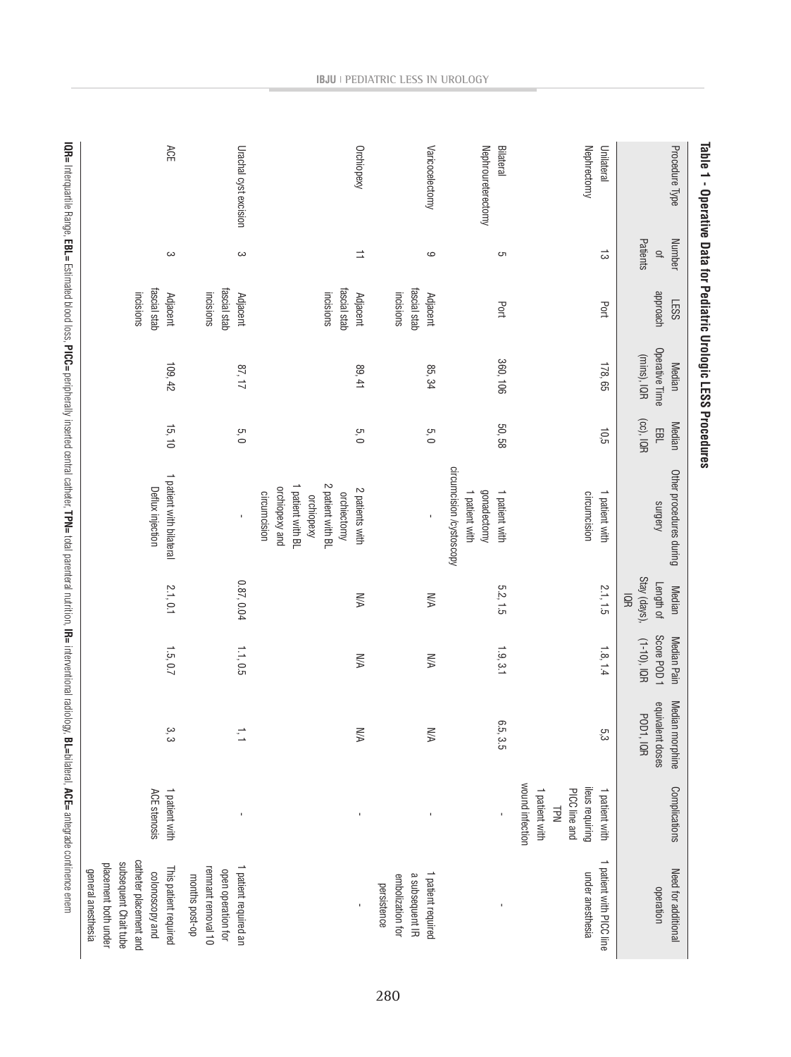**Table 1 - Operative Data for Pediatric Urologic LESS Procedures**

| Procedure Type | Number of Patients | LESS approach | Median Operative Time (mins), IQR | Median EBL (cc), IQR | Other procedures during surgery | Median Length of Stay (days), IQR | Median Pain Score POD 1 (1-10), IQR | Median morphine equivalent doses POD1, IQR | Complications | Need for additional operation |
|---|---|---|---|---|---|---|---|---|---|---|
| Unilateral Nephrectomy | 13 | Port | 178, 65 | 10,5 | 1 patient with circumcision | 2.1, 1.5 | 1.8, 1.4 | 5,3 | 1 patient with ileus requiring PICC line and TPN 1 patient with wound infection | 1 patient with PICC line under anesthesia |
| Bilateral Nephroureterectomy | 5 | Port | 360, 106 | 50, 58 | 1 patient with gonadectomy 1 patient with circumcision /cystoscopy | 5.2, 1.5 | 1.9, 3.1 | 6.5, 3.5 | - | - |
| Varicocelectomy | 9 | Adjacent fascial stab incisions | 85, 34 | 5, 0 | - | N/A | N/A | N/A | - | 1 patient required a subsequent IR embolization for persistence |
| Orchiopexy | 11 | Adjacent fascial stab incisions | 89, 41 | 5, 0 | 2 patients with orchiectomy 2 patient with BL orchiopexy 1 patient with BL orchiopexy and circumcision | N/A | N/A | N/A | - | - |
| Urachal cyst excision | 3 | Adjacent fascial stab incisions | 87, 17 | 5, 0 | - | 0.87, 0.04 | 1.1, 0.5 | 1, 1 | - | 1 patient required an open operation for remnant removal 10 months post-op |
| ACE | 3 | Adjacent fascial stab incisions | 109, 42 | 15, 10 | 1 patient with bilateral Deflux injection | 2.1, 0.1 | 1.5, 0.7 | 3, 3 | 1 patient with ACE stenosis | This patient required colonoscopy and catheter placement and subsequent Chait tube placement both under general anesthesia |

**IQR=** Interquartile Range, **EBL=** Estimated blood loss, **PICC=** peripherally inserted central catheter, **TPN=** total parenteral nutrition, **IR=** interventional radiology, **BL=**bilateral, **ACE=** antegrade continence enem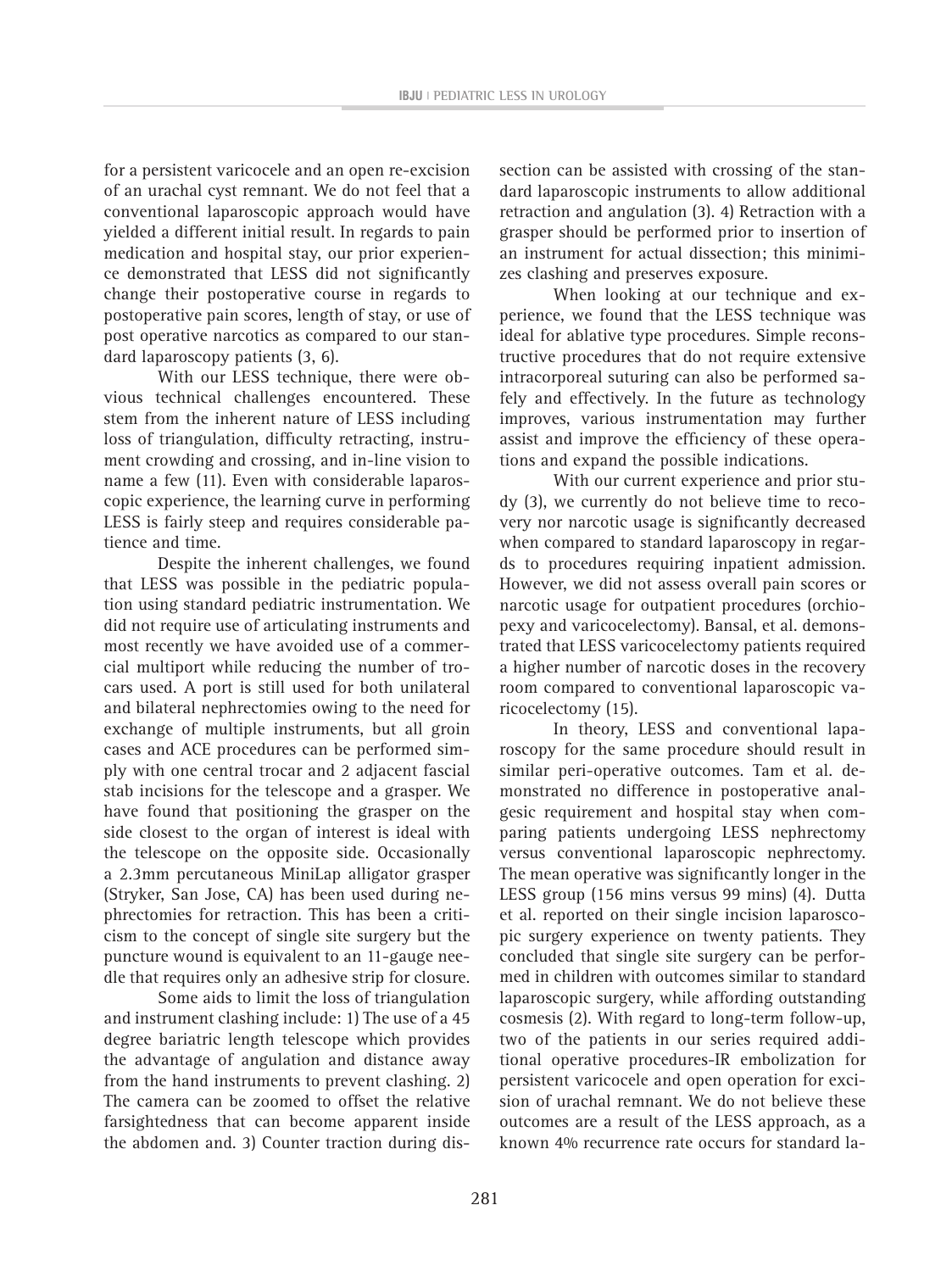for a persistent varicocele and an open re-excision of an urachal cyst remnant. We do not feel that a conventional laparoscopic approach would have yielded a different initial result. In regards to pain medication and hospital stay, our prior experience demonstrated that LESS did not significantly change their postoperative course in regards to postoperative pain scores, length of stay, or use of post operative narcotics as compared to our standard laparoscopy patients (3, 6).

With our LESS technique, there were obvious technical challenges encountered. These stem from the inherent nature of LESS including loss of triangulation, difficulty retracting, instrument crowding and crossing, and in-line vision to name a few (11). Even with considerable laparoscopic experience, the learning curve in performing LESS is fairly steep and requires considerable patience and time.

Despite the inherent challenges, we found that LESS was possible in the pediatric population using standard pediatric instrumentation. We did not require use of articulating instruments and most recently we have avoided use of a commercial multiport while reducing the number of trocars used. A port is still used for both unilateral and bilateral nephrectomies owing to the need for exchange of multiple instruments, but all groin cases and ACE procedures can be performed simply with one central trocar and 2 adjacent fascial stab incisions for the telescope and a grasper. We have found that positioning the grasper on the side closest to the organ of interest is ideal with the telescope on the opposite side. Occasionally a 2.3mm percutaneous MiniLap alligator grasper (Stryker, San Jose, CA) has been used during nephrectomies for retraction. This has been a criticism to the concept of single site surgery but the puncture wound is equivalent to an 11-gauge needle that requires only an adhesive strip for closure.

Some aids to limit the loss of triangulation and instrument clashing include: 1) The use of a 45 degree bariatric length telescope which provides the advantage of angulation and distance away from the hand instruments to prevent clashing. 2) The camera can be zoomed to offset the relative farsightedness that can become apparent inside the abdomen and. 3) Counter traction during dissection can be assisted with crossing of the standard laparoscopic instruments to allow additional retraction and angulation (3). 4) Retraction with a grasper should be performed prior to insertion of an instrument for actual dissection; this minimizes clashing and preserves exposure.

When looking at our technique and experience, we found that the LESS technique was ideal for ablative type procedures. Simple reconstructive procedures that do not require extensive intracorporeal suturing can also be performed safely and effectively. In the future as technology improves, various instrumentation may further assist and improve the efficiency of these operations and expand the possible indications.

With our current experience and prior study (3), we currently do not believe time to recovery nor narcotic usage is significantly decreased when compared to standard laparoscopy in regards to procedures requiring inpatient admission. However, we did not assess overall pain scores or narcotic usage for outpatient procedures (orchiopexy and varicocelectomy). Bansal, et al. demonstrated that LESS varicocelectomy patients required a higher number of narcotic doses in the recovery room compared to conventional laparoscopic varicocelectomy (15).

In theory, LESS and conventional laparoscopy for the same procedure should result in similar peri-operative outcomes. Tam et al. demonstrated no difference in postoperative analgesic requirement and hospital stay when comparing patients undergoing LESS nephrectomy versus conventional laparoscopic nephrectomy. The mean operative was significantly longer in the LESS group (156 mins versus 99 mins) (4). Dutta et al. reported on their single incision laparoscopic surgery experience on twenty patients. They concluded that single site surgery can be performed in children with outcomes similar to standard laparoscopic surgery, while affording outstanding cosmesis (2). With regard to long-term follow-up, two of the patients in our series required additional operative procedures-IR embolization for persistent varicocele and open operation for excision of urachal remnant. We do not believe these outcomes are a result of the LESS approach, as a known 4% recurrence rate occurs for standard la-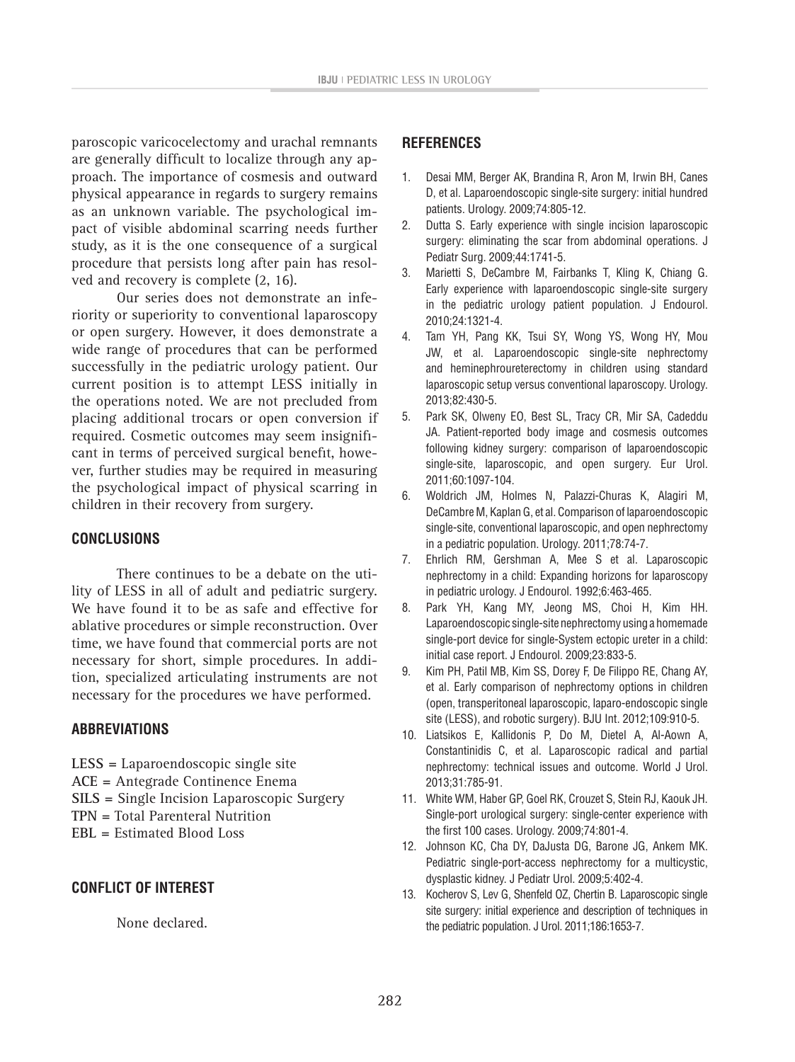paroscopic varicocelectomy and urachal remnants are generally difficult to localize through any approach. The importance of cosmesis and outward physical appearance in regards to surgery remains as an unknown variable. The psychological impact of visible abdominal scarring needs further study, as it is the one consequence of a surgical procedure that persists long after pain has resolved and recovery is complete (2, 16).

Our series does not demonstrate an inferiority or superiority to conventional laparoscopy or open surgery. However, it does demonstrate a wide range of procedures that can be performed successfully in the pediatric urology patient. Our current position is to attempt LESS initially in the operations noted. We are not precluded from placing additional trocars or open conversion if required. Cosmetic outcomes may seem insignificant in terms of perceived surgical benefit, however, further studies may be required in measuring the psychological impact of physical scarring in children in their recovery from surgery.

## CONCLUSIONS

There continues to be a debate on the utility of LESS in all of adult and pediatric surgery. We have found it to be as safe and effective for ablative procedures or simple reconstruction. Over time, we have found that commercial ports are not necessary for short, simple procedures. In addition, specialized articulating instruments are not necessary for the procedures we have performed.

## ABBREVIATIONS

**LESS** = Laparoendoscopic single site
**ACE** = Antegrade Continence Enema
**SILS** = Single Incision Laparoscopic Surgery
**TPN** = Total Parenteral Nutrition
**EBL** = Estimated Blood Loss

## CONFLICT OF INTEREST

None declared.

## REFERENCES

1. Desai MM, Berger AK, Brandina R, Aron M, Irwin BH, Canes D, et al. Laparoendoscopic single-site surgery: initial hundred patients. Urology. 2009;74:805-12.
2. Dutta S. Early experience with single incision laparoscopic surgery: eliminating the scar from abdominal operations. J Pediatr Surg. 2009;44:1741-5.
3. Marietti S, DeCambre M, Fairbanks T, Kling K, Chiang G. Early experience with laparoendoscopic single-site surgery in the pediatric urology patient population. J Endourol. 2010;24:1321-4.
4. Tam YH, Pang KK, Tsui SY, Wong YS, Wong HY, Mou JW, et al. Laparoendoscopic single-site nephrectomy and heminephroureterectomy in children using standard laparoscopic setup versus conventional laparoscopy. Urology. 2013;82:430-5.
5. Park SK, Olweny EO, Best SL, Tracy CR, Mir SA, Cadeddu JA. Patient-reported body image and cosmesis outcomes following kidney surgery: comparison of laparoendoscopic single-site, laparoscopic, and open surgery. Eur Urol. 2011;60:1097-104.
6. Woldrich JM, Holmes N, Palazzi-Churas K, Alagiri M, DeCambre M, Kaplan G, et al. Comparison of laparoendoscopic single-site, conventional laparoscopic, and open nephrectomy in a pediatric population. Urology. 2011;78:74-7.
7. Ehrlich RM, Gershman A, Mee S et al. Laparoscopic nephrectomy in a child: Expanding horizons for laparoscopy in pediatric urology. J Endourol. 1992;6:463-465.
8. Park YH, Kang MY, Jeong MS, Choi H, Kim HH. Laparoendoscopic single-site nephrectomy using a homemade single-port device for single-System ectopic ureter in a child: initial case report. J Endourol. 2009;23:833-5.
9. Kim PH, Patil MB, Kim SS, Dorey F, De Filippo RE, Chang AY, et al. Early comparison of nephrectomy options in children (open, transperitoneal laparoscopic, laparo-endoscopic single site (LESS), and robotic surgery). BJU Int. 2012;109:910-5.
10. Liatsikos E, Kallidonis P, Do M, Dietel A, Al-Aown A, Constantinidis C, et al. Laparoscopic radical and partial nephrectomy: technical issues and outcome. World J Urol. 2013;31:785-91.
11. White WM, Haber GP, Goel RK, Crouzet S, Stein RJ, Kaouk JH. Single-port urological surgery: single-center experience with the first 100 cases. Urology. 2009;74:801-4.
12. Johnson KC, Cha DY, DaJusta DG, Barone JG, Ankem MK. Pediatric single-port-access nephrectomy for a multicystic, dysplastic kidney. J Pediatr Urol. 2009;5:402-4.
13. Kocherov S, Lev G, Shenfeld OZ, Chertin B. Laparoscopic single site surgery: initial experience and description of techniques in the pediatric population. J Urol. 2011;186:1653-7.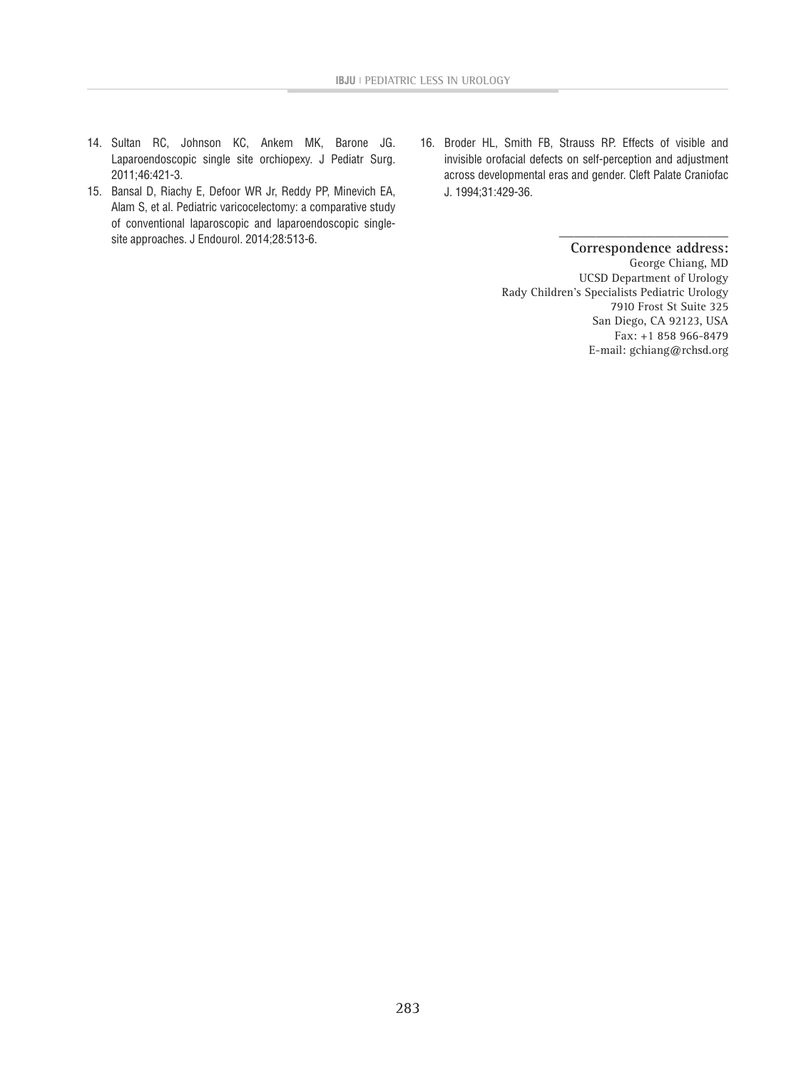14. Sultan RC, Johnson KC, Ankem MK, Barone JG. Laparoendoscopic single site orchiopexy. J Pediatr Surg. 2011;46:421-3.
15. Bansal D, Riachy E, Defoor WR Jr, Reddy PP, Minevich EA, Alam S, et al. Pediatric varicocelectomy: a comparative study of conventional laparoscopic and laparoendoscopic single-site approaches. J Endourol. 2014;28:513-6.
16. Broder HL, Smith FB, Strauss RP. Effects of visible and invisible orofacial defects on self-perception and adjustment across developmental eras and gender. Cleft Palate Craniofac J. 1994;31:429-36.

**Correspondence address:**
George Chiang, MD
UCSD Department of Urology
Rady Children's Specialists Pediatric Urology
7910 Frost St Suite 325
San Diego, CA 92123, USA
Fax: +1 858 966-8479
E-mail: gchiang@rchsd.org